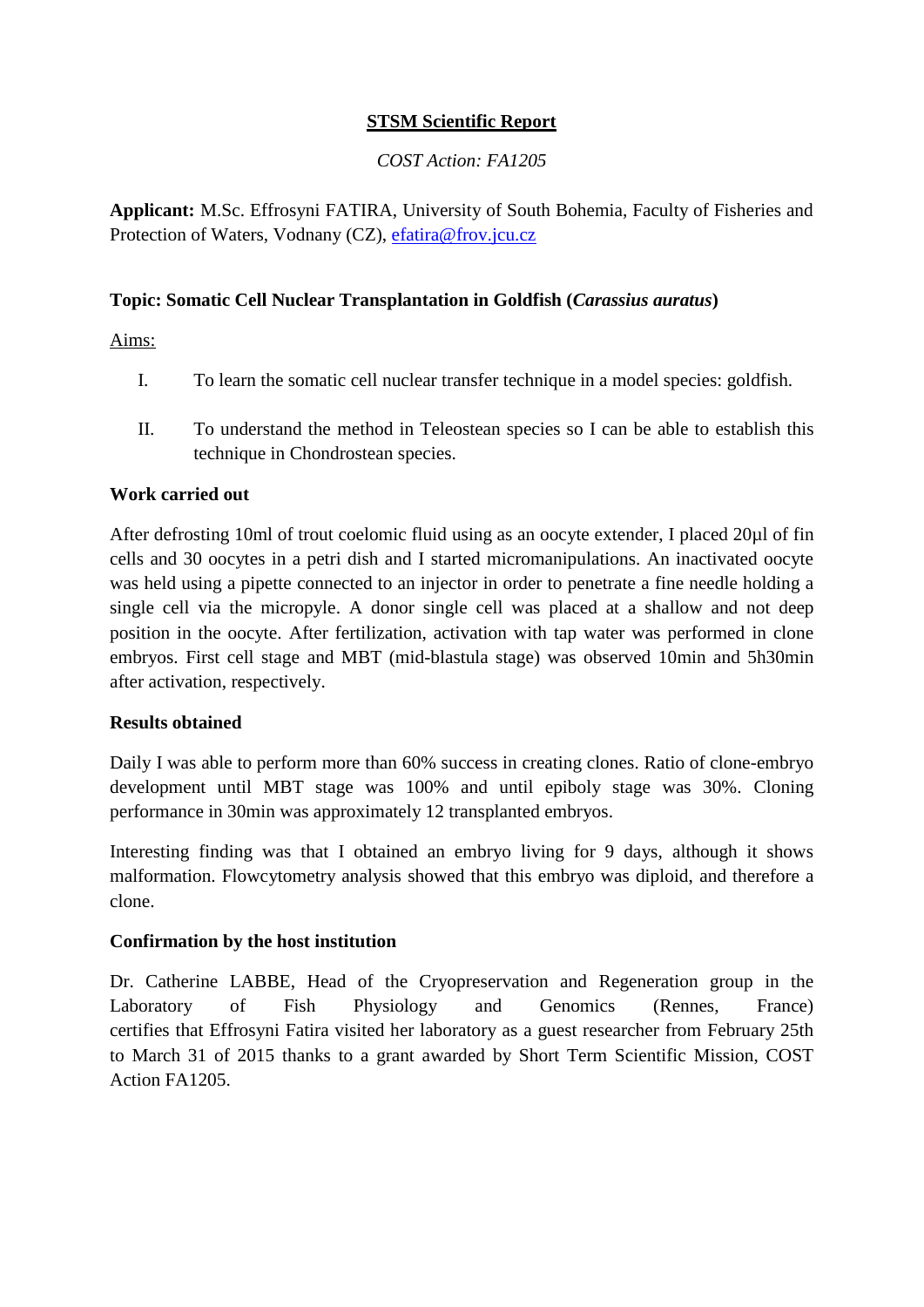# <u>STSM Scientific Report</u>

*COST Action: FA1205*

**Applicant:** M.Sc. Effrosyni FATIRA, University of South Bohemia, Faculty of Fisheries and Protection of Waters, Vodnany (CZ), efatira@frov.jcu.cz

**Topic: Somatic Cell Nuclear Transplantation in Goldfish (*Carassius auratus*)**

<u>Aims:</u>

I. To learn the somatic cell nuclear transfer technique in a model species: goldfish.

II. To understand the method in Teleostean species so I can be able to establish this technique in Chondrostean species.

**Work carried out**

After defrosting 10ml of trout coelomic fluid using as an oocyte extender, I placed 20µl of fin cells and 30 oocytes in a petri dish and I started micromanipulations. An inactivated oocyte was held using a pipette connected to an injector in order to penetrate a fine needle holding a single cell via the micropyle. A donor single cell was placed at a shallow and not deep position in the oocyte. After fertilization, activation with tap water was performed in clone embryos. First cell stage and MBT (mid-blastula stage) was observed 10min and 5h30min after activation, respectively.

**Results obtained**

Daily I was able to perform more than 60% success in creating clones. Ratio of clone-embryo development until MBT stage was 100% and until epiboly stage was 30%. Cloning performance in 30min was approximately 12 transplanted embryos.

Interesting finding was that I obtained an embryo living for 9 days, although it shows malformation. Flowcytometry analysis showed that this embryo was diploid, and therefore a clone.

**Confirmation by the host institution**

Dr. Catherine LABBE, Head of the Cryopreservation and Regeneration group in the Laboratory of Fish Physiology and Genomics (Rennes, France) certifies that Effrosyni Fatira visited her laboratory as a guest researcher from February 25th to March 31 of 2015 thanks to a grant awarded by Short Term Scientific Mission, COST Action FA1205.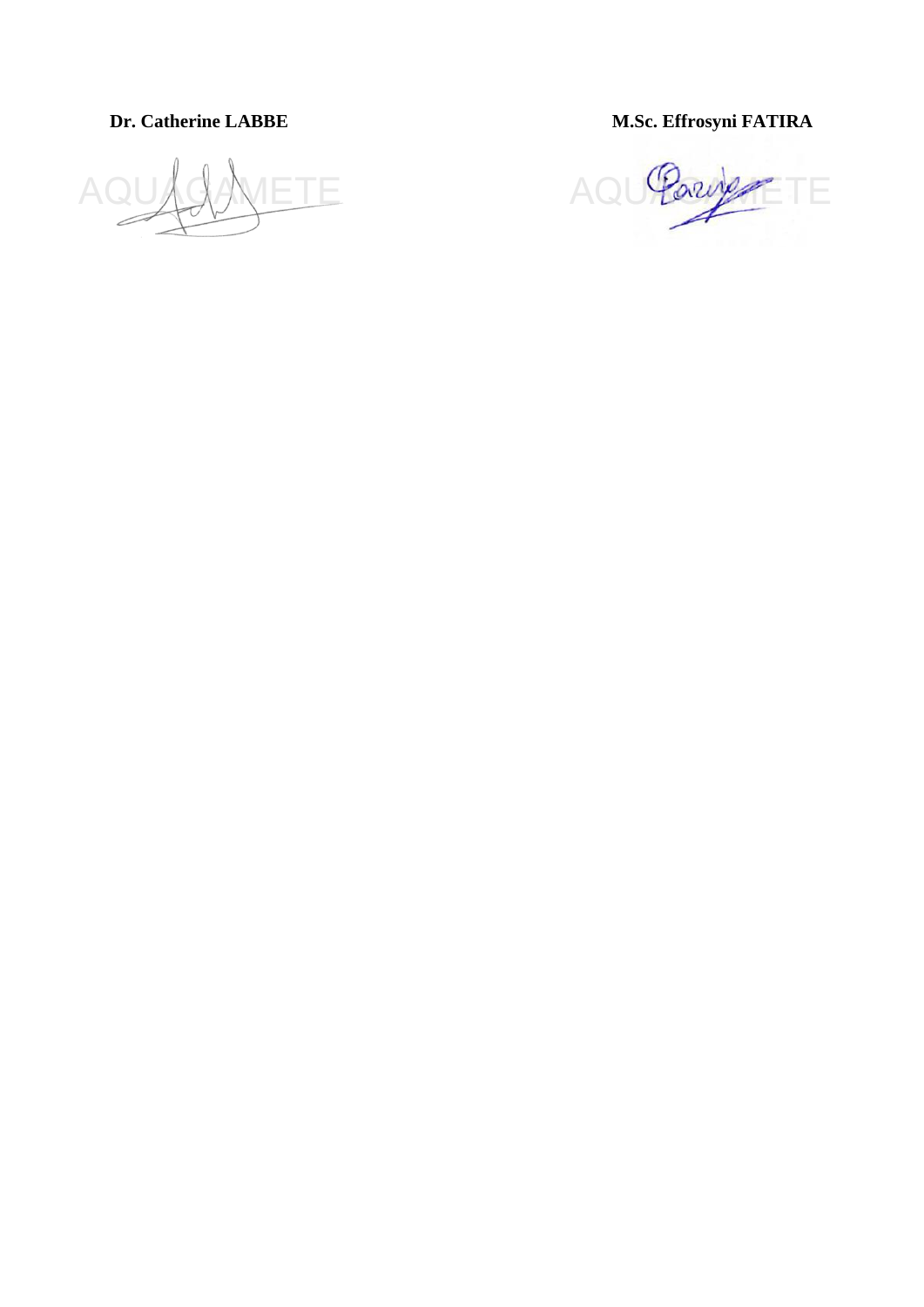**Dr. Catherine LABBE** **M.Sc. Effrosyni FATIRA**

AQUAGAMETE AQUAGAMETE